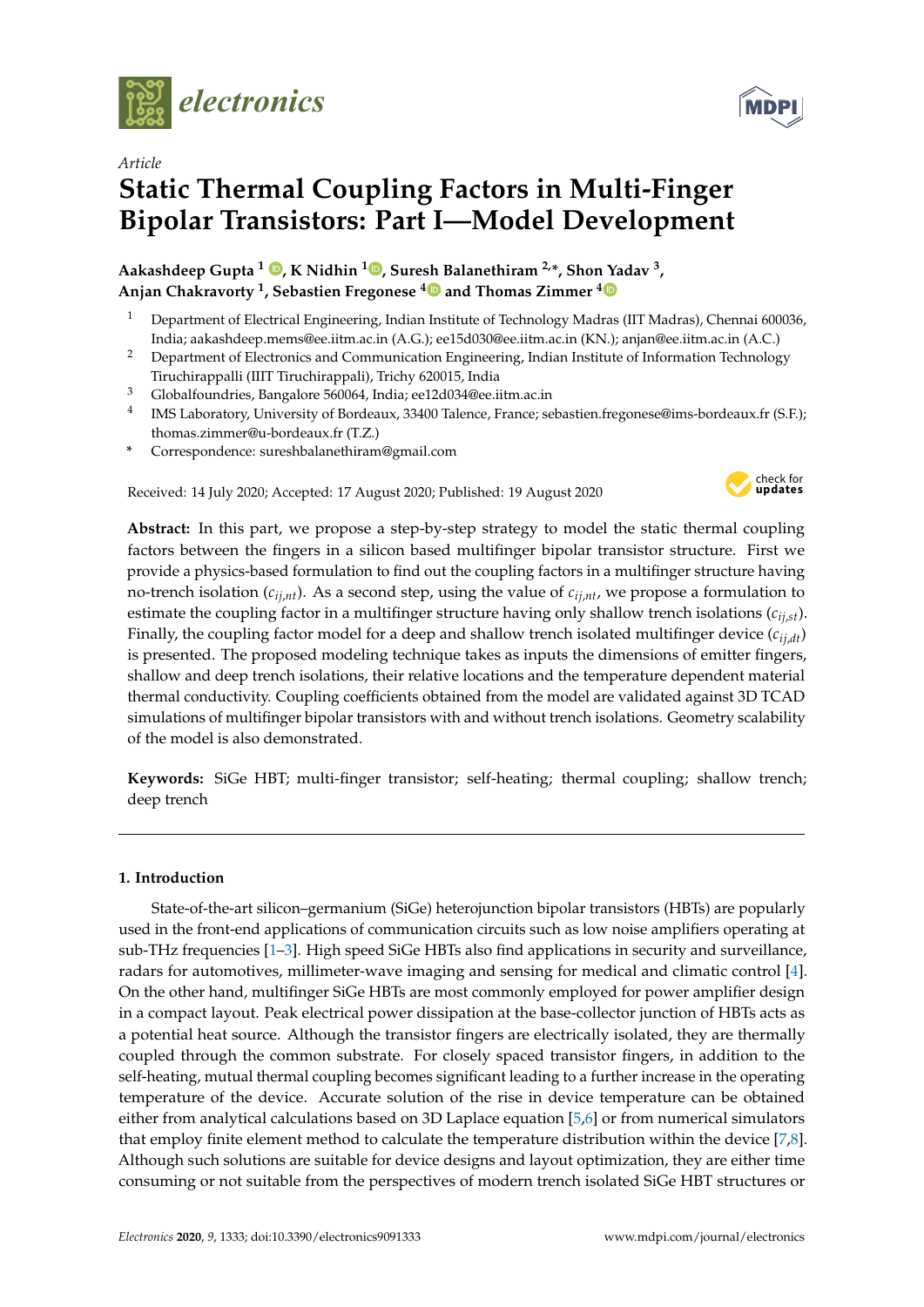*Article*

# Static Thermal Coupling Factors in Multi-Finger Bipolar Transistors: Part I—Model Development

**Aakashdeep Gupta [1], K Nidhin [1], Suresh Balanethiram [2,*], Shon Yadav [3], Anjan Chakravorty [1], Sebastien Fregonese [4] and Thomas Zimmer [4]**

[1] Department of Electrical Engineering, Indian Institute of Technology Madras (IIT Madras), Chennai 600036, India; aakashdeep.mems@ee.iitm.ac.in (A.G.); ee15d030@ee.iitm.ac.in (KN.); anjan@ee.iitm.ac.in (A.C.)
[2] Department of Electronics and Communication Engineering, Indian Institute of Information Technology Tiruchirappalli (IIIT Tiruchirappalli), Trichy 620015, India
[3] Globalfoundries, Bangalore 560064, India; ee12d034@ee.iitm.ac.in
[4] IMS Laboratory, University of Bordeaux, 33400 Talence, France; sebastien.fregonese@ims-bordeaux.fr (S.F.); thomas.zimmer@u-bordeaux.fr (T.Z.)
* Correspondence: sureshbalanethiram@gmail.com

Received: 14 July 2020; Accepted: 17 August 2020; Published: 19 August 2020

**Abstract:** In this part, we propose a step-by-step strategy to model the static thermal coupling factors between the fingers in a silicon based multifinger bipolar transistor structure. First we provide a physics-based formulation to find out the coupling factors in a multifinger structure having no-trench isolation ($c_{ij,nt}$). As a second step, using the value of $c_{ij,nt}$, we propose a formulation to estimate the coupling factor in a multifinger structure having only shallow trench isolations ($c_{ij,st}$). Finally, the coupling factor model for a deep and shallow trench isolated multifinger device ($c_{ij,dt}$) is presented. The proposed modeling technique takes as inputs the dimensions of emitter fingers, shallow and deep trench isolations, their relative locations and the temperature dependent material thermal conductivity. Coupling coefficients obtained from the model are validated against 3D TCAD simulations of multifinger bipolar transistors with and without trench isolations. Geometry scalability of the model is also demonstrated.

**Keywords:** SiGe HBT; multi-finger transistor; self-heating; thermal coupling; shallow trench; deep trench

## 1. Introduction

State-of-the-art silicon–germanium (SiGe) heterojunction bipolar transistors (HBTs) are popularly used in the front-end applications of communication circuits such as low noise amplifiers operating at sub-THz frequencies [1–3]. High speed SiGe HBTs also find applications in security and surveillance, radars for automotives, millimeter-wave imaging and sensing for medical and climatic control [4]. On the other hand, multifinger SiGe HBTs are most commonly employed for power amplifier design in a compact layout. Peak electrical power dissipation at the base-collector junction of HBTs acts as a potential heat source. Although the transistor fingers are electrically isolated, they are thermally coupled through the common substrate. For closely spaced transistor fingers, in addition to the self-heating, mutual thermal coupling becomes significant leading to a further increase in the operating temperature of the device. Accurate solution of the rise in device temperature can be obtained either from analytical calculations based on 3D Laplace equation [5,6] or from numerical simulators that employ finite element method to calculate the temperature distribution within the device [7,8]. Although such solutions are suitable for device designs and layout optimization, they are either time consuming or not suitable from the perspectives of modern trench isolated SiGe HBT structures or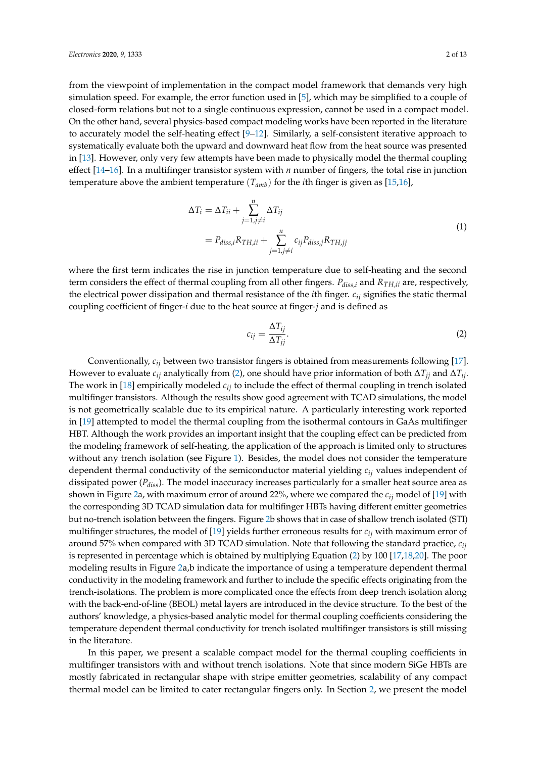from the viewpoint of implementation in the compact model framework that demands very high simulation speed. For example, the error function used in [5], which may be simplified to a couple of closed-form relations but not to a single continuous expression, cannot be used in a compact model. On the other hand, several physics-based compact modeling works have been reported in the literature to accurately model the self-heating effect [9–12]. Similarly, a self-consistent iterative approach to systematically evaluate both the upward and downward heat flow from the heat source was presented in [13]. However, only very few attempts have been made to physically model the thermal coupling effect [14–16]. In a multifinger transistor system with $n$ number of fingers, the total rise in junction temperature above the ambient temperature $(T_{amb})$ for the $i$th finger is given as [15,16],

$$
\begin{aligned}
\Delta T_i &= \Delta T_{ii} + \sum_{j=1, j\neq i}^{n} \Delta T_{ij} \\
&= P_{diss,i} R_{TH,ii} + \sum_{j=1, j\neq i}^{n} c_{ij} P_{diss,j} R_{TH,jj}
\end{aligned}
\tag{1}
$$

where the first term indicates the rise in junction temperature due to self-heating and the second term considers the effect of thermal coupling from all other fingers. $P_{diss,i}$ and $R_{TH,ii}$ are, respectively, the electrical power dissipation and thermal resistance of the $i$th finger. $c_{ij}$ signifies the static thermal coupling coefficient of finger-$i$ due to the heat source at finger-$j$ and is defined as

$$
c_{ij} = \frac{\Delta T_{ij}}{\Delta T_{jj}}. \tag{2}
$$

Conventionally, $c_{ij}$ between two transistor fingers is obtained from measurements following [17]. However to evaluate $c_{ij}$ analytically from (2), one should have prior information of both $\Delta T_{jj}$ and $\Delta T_{ij}$. The work in [18] empirically modeled $c_{ij}$ to include the effect of thermal coupling in trench isolated multifinger transistors. Although the results show good agreement with TCAD simulations, the model is not geometrically scalable due to its empirical nature. A particularly interesting work reported in [19] attempted to model the thermal coupling from the isothermal contours in GaAs multifinger HBT. Although the work provides an important insight that the coupling effect can be predicted from the modeling framework of self-heating, the application of the approach is limited only to structures without any trench isolation (see Figure 1). Besides, the model does not consider the temperature dependent thermal conductivity of the semiconductor material yielding $c_{ij}$ values independent of dissipated power ($P_{diss}$). The model inaccuracy increases particularly for a smaller heat source area as shown in Figure 2a, with maximum error of around 22%, where we compared the $c_{ij}$ model of [19] with the corresponding 3D TCAD simulation data for multifinger HBTs having different emitter geometries but no-trench isolation between the fingers. Figure 2b shows that in case of shallow trench isolated (STI) multifinger structures, the model of [19] yields further erroneous results for $c_{ij}$ with maximum error of around 57% when compared with 3D TCAD simulation. Note that following the standard practice, $c_{ij}$ is represented in percentage which is obtained by multiplying Equation (2) by 100 [17,18,20]. The poor modeling results in Figure 2a,b indicate the importance of using a temperature dependent thermal conductivity in the modeling framework and further to include the specific effects originating from the trench-isolations. The problem is more complicated once the effects from deep trench isolation along with the back-end-of-line (BEOL) metal layers are introduced in the device structure. To the best of the authors' knowledge, a physics-based analytic model for thermal coupling coefficients considering the temperature dependent thermal conductivity for trench isolated multifinger transistors is still missing in the literature.

In this paper, we present a scalable compact model for the thermal coupling coefficients in multifinger transistors with and without trench isolations. Note that since modern SiGe HBTs are mostly fabricated in rectangular shape with stripe emitter geometries, scalability of any compact thermal model can be limited to cater rectangular fingers only. In Section 2, we present the model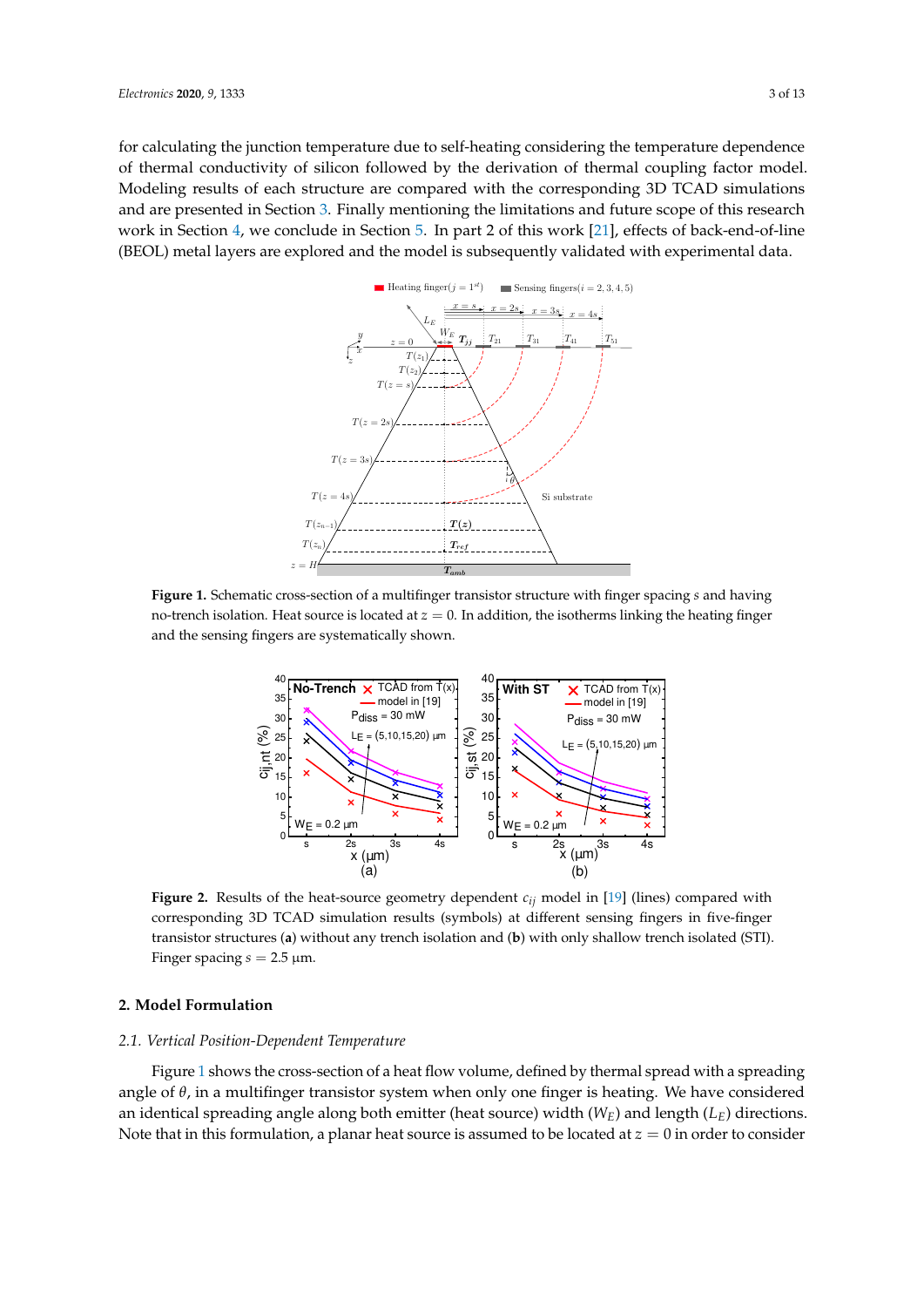for calculating the junction temperature due to self-heating considering the temperature dependence of thermal conductivity of silicon followed by the derivation of thermal coupling factor model. Modeling results of each structure are compared with the corresponding 3D TCAD simulations and are presented in Section 3. Finally mentioning the limitations and future scope of this research work in Section 4, we conclude in Section 5. In part 2 of this work [21], effects of back-end-of-line (BEOL) metal layers are explored and the model is subsequently validated with experimental data.

**Figure 1.** Schematic cross-section of a multifinger transistor structure with finger spacing $s$ and having no-trench isolation. Heat source is located at $z = 0$. In addition, the isotherms linking the heating finger and the sensing fingers are systematically shown.

**Figure 2.** Results of the heat-source geometry dependent $c_{ij}$ model in [19] (lines) compared with corresponding 3D TCAD simulation results (symbols) at different sensing fingers in five-finger transistor structures (**a**) without any trench isolation and (**b**) with only shallow trench isolated (STI). Finger spacing $s = 2.5$ µm.

## 2. Model Formulation

### 2.1. Vertical Position-Dependent Temperature

Figure 1 shows the cross-section of a heat flow volume, defined by thermal spread with a spreading angle of $\theta$, in a multifinger transistor system when only one finger is heating. We have considered an identical spreading angle along both emitter (heat source) width ($W_E$) and length ($L_E$) directions. Note that in this formulation, a planar heat source is assumed to be located at $z = 0$ in order to consider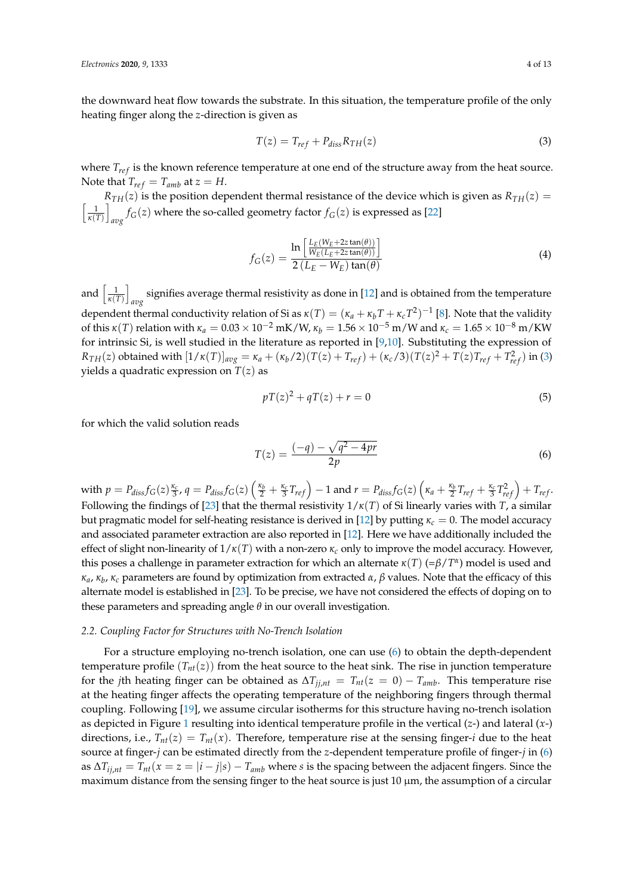the downward heat flow towards the substrate. In this situation, the temperature profile of the only heating finger along the $z$-direction is given as

$$T(z) = T_{ref} + P_{diss} R_{TH}(z) \tag{3}$$

where $T_{ref}$ is the known reference temperature at one end of the structure away from the heat source. Note that $T_{ref} = T_{amb}$ at $z = H$.

$R_{TH}(z)$ is the position dependent thermal resistance of the device which is given as $R_{TH}(z) = \left[\frac{1}{\kappa(T)}\right]_{avg} f_G(z)$ where the so-called geometry factor $f_G(z)$ is expressed as [22]

$$f_G(z) = \frac{\ln\left[\frac{L_E(W_E+2z\tan(\theta))}{W_E(L_E+2z\tan(\theta))}\right]}{2\,(L_E - W_E)\tan(\theta)} \tag{4}$$

and $\left[\frac{1}{\kappa(T)}\right]_{avg}$ signifies average thermal resistivity as done in [12] and is obtained from the temperature dependent thermal conductivity relation of Si as $\kappa(T) = (\kappa_a + \kappa_b T + \kappa_c T^2)^{-1}$ [8]. Note that the validity of this $\kappa(T)$ relation with $\kappa_a = 0.03 \times 10^{-2}$ mK/W, $\kappa_b = 1.56 \times 10^{-5}$ m/W and $\kappa_c = 1.65 \times 10^{-8}$ m/KW for intrinsic Si, is well studied in the literature as reported in [9,10]. Substituting the expression of $R_{TH}(z)$ obtained with $[1/\kappa(T)]_{avg} = \kappa_a + (\kappa_b/2)(T(z) + T_{ref}) + (\kappa_c/3)(T(z)^2 + T(z)T_{ref} + T_{ref}^2)$ in (3) yields a quadratic expression on $T(z)$ as

$$pT(z)^2 + qT(z) + r = 0 \tag{5}$$

for which the valid solution reads

$$T(z) = \frac{(-q) - \sqrt{q^2 - 4pr}}{2p} \tag{6}$$

with $p = P_{diss} f_G(z)\frac{\kappa_c}{3}$, $q = P_{diss} f_G(z)\left(\frac{\kappa_b}{2} + \frac{\kappa_c}{3}T_{ref}\right) - 1$ and $r = P_{diss} f_G(z)\left(\kappa_a + \frac{\kappa_b}{2}T_{ref} + \frac{\kappa_c}{3}T_{ref}^2\right) + T_{ref}$. Following the findings of [23] that the thermal resistivity $1/\kappa(T)$ of Si linearly varies with $T$, a similar but pragmatic model for self-heating resistance is derived in [12] by putting $\kappa_c = 0$. The model accuracy and associated parameter extraction are also reported in [12]. Here we have additionally included the effect of slight non-linearity of $1/\kappa(T)$ with a non-zero $\kappa_c$ only to improve the model accuracy. However, this poses a challenge in parameter extraction for which an alternate $\kappa(T)$ ($=\beta/T^\alpha$) model is used and $\kappa_a$, $\kappa_b$, $\kappa_c$ parameters are found by optimization from extracted $\alpha$, $\beta$ values. Note that the efficacy of this alternate model is established in [23]. To be precise, we have not considered the effects of doping on to these parameters and spreading angle $\theta$ in our overall investigation.

### 2.2. Coupling Factor for Structures with No-Trench Isolation

For a structure employing no-trench isolation, one can use (6) to obtain the depth-dependent temperature profile ($T_{nt}(z)$) from the heat source to the heat sink. The rise in junction temperature for the $j$th heating finger can be obtained as $\Delta T_{jj,nt} = T_{nt}(z = 0) - T_{amb}$. This temperature rise at the heating finger affects the operating temperature of the neighboring fingers through thermal coupling. Following [19], we assume circular isotherms for this structure having no-trench isolation as depicted in Figure 1 resulting into identical temperature profile in the vertical ($z$-) and lateral ($x$-) directions, i.e., $T_{nt}(z) = T_{nt}(x)$. Therefore, temperature rise at the sensing finger-$i$ due to the heat source at finger-$j$ can be estimated directly from the $z$-dependent temperature profile of finger-$j$ in (6) as $\Delta T_{ij,nt} = T_{nt}(x = z = |i - j|s) - T_{amb}$ where $s$ is the spacing between the adjacent fingers. Since the maximum distance from the sensing finger to the heat source is just 10 µm, the assumption of a circular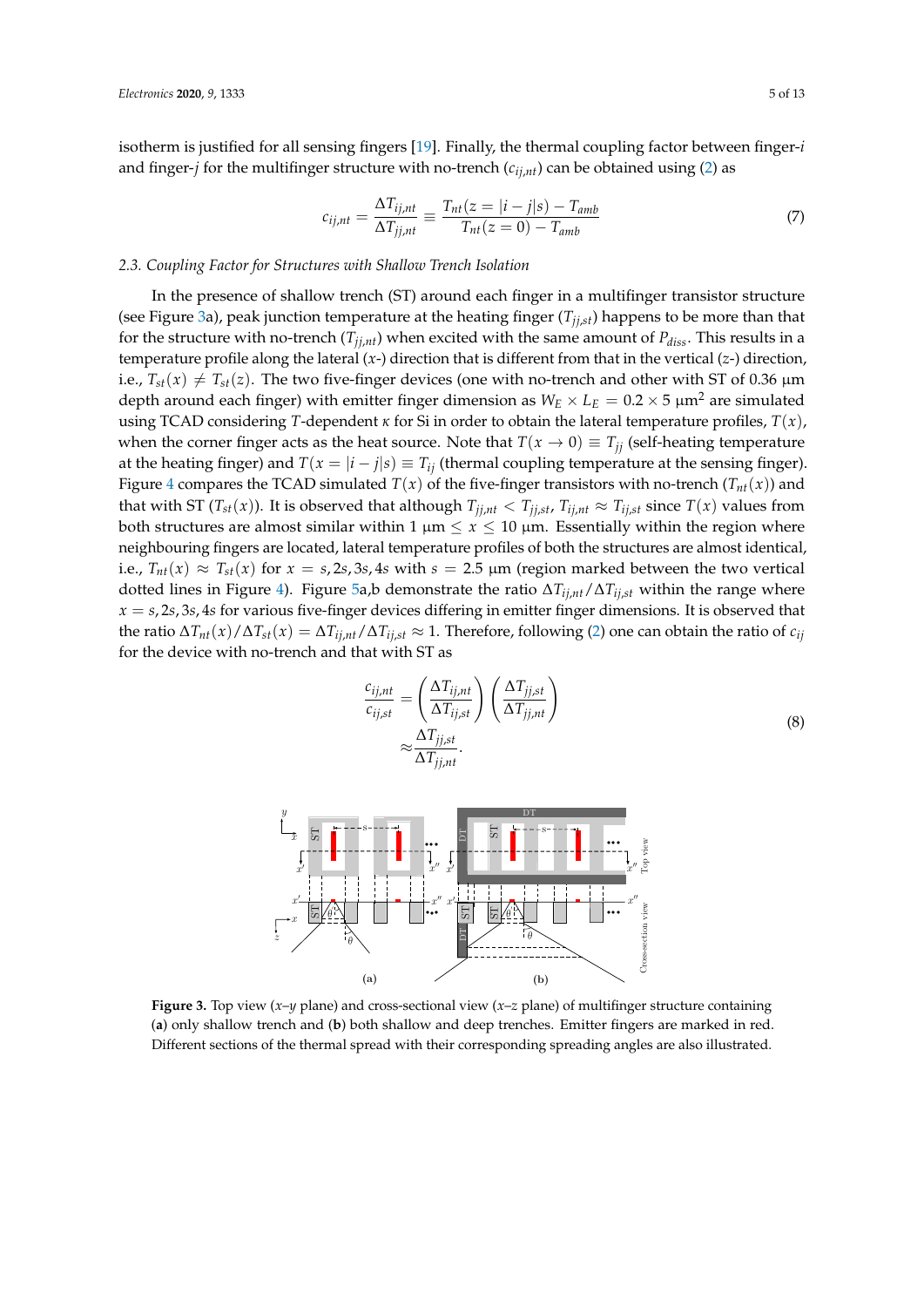isotherm is justified for all sensing fingers [19]. Finally, the thermal coupling factor between finger-$i$ and finger-$j$ for the multifinger structure with no-trench ($c_{ij,nt}$) can be obtained using (2) as

$$c_{ij,nt} = \frac{\Delta T_{ij,nt}}{\Delta T_{jj,nt}} \equiv \frac{T_{nt}(z = |i-j|s) - T_{amb}}{T_{nt}(z = 0) - T_{amb}} \tag{7}$$

### 2.3. Coupling Factor for Structures with Shallow Trench Isolation

In the presence of shallow trench (ST) around each finger in a multifinger transistor structure (see Figure 3a), peak junction temperature at the heating finger ($T_{jj,st}$) happens to be more than that for the structure with no-trench ($T_{jj,nt}$) when excited with the same amount of $P_{diss}$. This results in a temperature profile along the lateral ($x$-) direction that is different from that in the vertical ($z$-) direction, i.e., $T_{st}(x) \neq T_{st}(z)$. The two five-finger devices (one with no-trench and other with ST of 0.36 µm depth around each finger) with emitter finger dimension as $W_E \times L_E = 0.2 \times 5$ µm$^2$ are simulated using TCAD considering $T$-dependent $\kappa$ for Si in order to obtain the lateral temperature profiles, $T(x)$, when the corner finger acts as the heat source. Note that $T(x \to 0) \equiv T_{jj}$ (self-heating temperature at the heating finger) and $T(x = |i-j|s) \equiv T_{ij}$ (thermal coupling temperature at the sensing finger). Figure 4 compares the TCAD simulated $T(x)$ of the five-finger transistors with no-trench ($T_{nt}(x)$) and that with ST ($T_{st}(x)$). It is observed that although $T_{jj,nt} < T_{jj,st}$, $T_{ij,nt} \approx T_{ij,st}$ since $T(x)$ values from both structures are almost similar within 1 µm $\leq x \leq$ 10 µm. Essentially within the region where neighbouring fingers are located, lateral temperature profiles of both the structures are almost identical, i.e., $T_{nt}(x) \approx T_{st}(x)$ for $x = s, 2s, 3s, 4s$ with $s = 2.5$ µm (region marked between the two vertical dotted lines in Figure 4). Figure 5a,b demonstrate the ratio $\Delta T_{ij,nt}/\Delta T_{ij,st}$ within the range where $x = s, 2s, 3s, 4s$ for various five-finger devices differing in emitter finger dimensions. It is observed that the ratio $\Delta T_{nt}(x)/\Delta T_{st}(x) = \Delta T_{ij,nt}/\Delta T_{ij,st} \approx 1$. Therefore, following (2) one can obtain the ratio of $c_{ij}$ for the device with no-trench and that with ST as

$$\begin{aligned}\frac{c_{ij,nt}}{c_{ij,st}} &= \left(\frac{\Delta T_{ij,nt}}{\Delta T_{ij,st}}\right)\left(\frac{\Delta T_{jj,st}}{\Delta T_{jj,nt}}\right) \\ &\approx \frac{\Delta T_{jj,st}}{\Delta T_{jj,nt}}.\end{aligned} \tag{8}$$

**Figure 3.** Top view ($x$–$y$ plane) and cross-sectional view ($x$–$z$ plane) of multifinger structure containing (**a**) only shallow trench and (**b**) both shallow and deep trenches. Emitter fingers are marked in red. Different sections of the thermal spread with their corresponding spreading angles are also illustrated.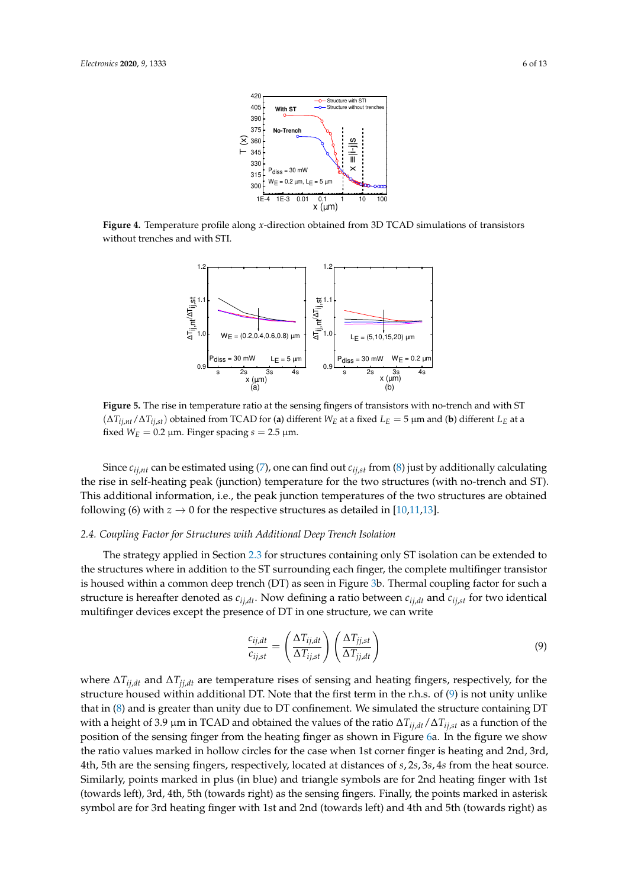**Figure 4.** Temperature profile along *x*-direction obtained from 3D TCAD simulations of transistors without trenches and with STI.

**Figure 5.** The rise in temperature ratio at the sensing fingers of transistors with no-trench and with ST ($\Delta T_{ij,nt}/\Delta T_{ij,st}$) obtained from TCAD for (**a**) different $W_E$ at a fixed $L_E = 5$ µm and (**b**) different $L_E$ at a fixed $W_E = 0.2$ µm. Finger spacing $s = 2.5$ µm.

Since $c_{ij,nt}$ can be estimated using (7), one can find out $c_{ij,st}$ from (8) just by additionally calculating the rise in self-heating peak (junction) temperature for the two structures (with no-trench and ST). This additional information, i.e., the peak junction temperatures of the two structures are obtained following (6) with $z \to 0$ for the respective structures as detailed in [10,11,13].

### 2.4. Coupling Factor for Structures with Additional Deep Trench Isolation

The strategy applied in Section 2.3 for structures containing only ST isolation can be extended to the structures where in addition to the ST surrounding each finger, the complete multifinger transistor is housed within a common deep trench (DT) as seen in Figure 3b. Thermal coupling factor for such a structure is hereafter denoted as $c_{ij,dt}$. Now defining a ratio between $c_{ij,dt}$ and $c_{ij,st}$ for two identical multifinger devices except the presence of DT in one structure, we can write

$$\frac{c_{ij,dt}}{c_{ij,st}} = \left(\frac{\Delta T_{ij,dt}}{\Delta T_{ij,st}}\right)\left(\frac{\Delta T_{jj,st}}{\Delta T_{jj,dt}}\right) \tag{9}$$

where $\Delta T_{ij,dt}$ and $\Delta T_{jj,dt}$ are temperature rises of sensing and heating fingers, respectively, for the structure housed within additional DT. Note that the first term in the r.h.s. of (9) is not unity unlike that in (8) and is greater than unity due to DT confinement. We simulated the structure containing DT with a height of 3.9 µm in TCAD and obtained the values of the ratio $\Delta T_{ij,dt}/\Delta T_{ij,st}$ as a function of the position of the sensing finger from the heating finger as shown in Figure 6a. In the figure we show the ratio values marked in hollow circles for the case when 1st corner finger is heating and 2nd, 3rd, 4th, 5th are the sensing fingers, respectively, located at distances of $s, 2s, 3s, 4s$ from the heat source. Similarly, points marked in plus (in blue) and triangle symbols are for 2nd heating finger with 1st (towards left), 3rd, 4th, 5th (towards right) as the sensing fingers. Finally, the points marked in asterisk symbol are for 3rd heating finger with 1st and 2nd (towards left) and 4th and 5th (towards right) as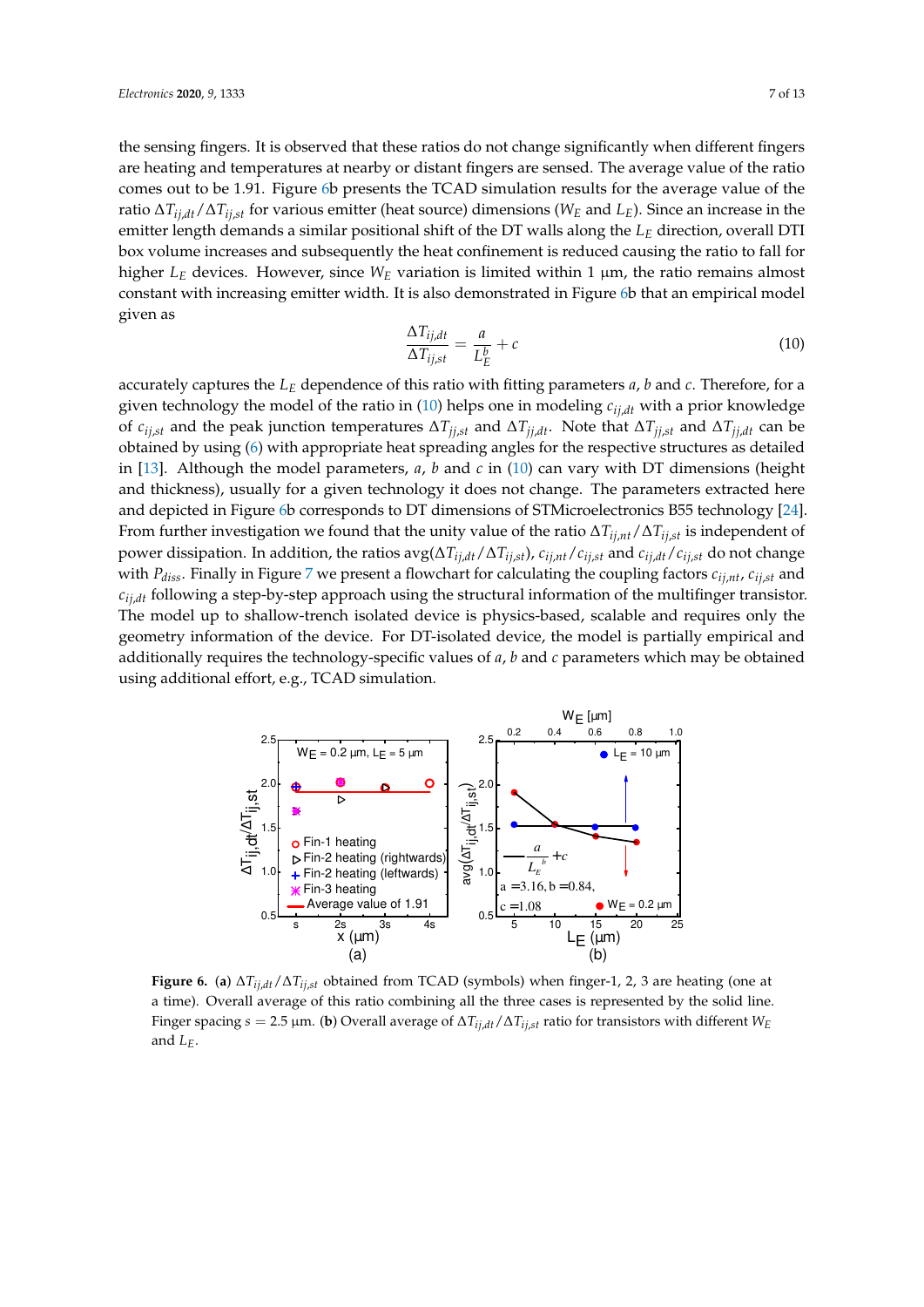the sensing fingers. It is observed that these ratios do not change significantly when different fingers are heating and temperatures at nearby or distant fingers are sensed. The average value of the ratio comes out to be 1.91. Figure 6b presents the TCAD simulation results for the average value of the ratio $\Delta T_{ij,dt}/\Delta T_{ij,st}$ for various emitter (heat source) dimensions ($W_E$ and $L_E$). Since an increase in the emitter length demands a similar positional shift of the DT walls along the $L_E$ direction, overall DTI box volume increases and subsequently the heat confinement is reduced causing the ratio to fall for higher $L_E$ devices. However, since $W_E$ variation is limited within 1 µm, the ratio remains almost constant with increasing emitter width. It is also demonstrated in Figure 6b that an empirical model given as

$$\frac{\Delta T_{ij,dt}}{\Delta T_{ij,st}} = \frac{a}{L_E^b} + c \tag{10}$$

accurately captures the $L_E$ dependence of this ratio with fitting parameters $a$, $b$ and $c$. Therefore, for a given technology the model of the ratio in (10) helps one in modeling $c_{ij,dt}$ with a prior knowledge of $c_{ij,st}$ and the peak junction temperatures $\Delta T_{jj,st}$ and $\Delta T_{jj,dt}$. Note that $\Delta T_{jj,st}$ and $\Delta T_{jj,dt}$ can be obtained by using (6) with appropriate heat spreading angles for the respective structures as detailed in [13]. Although the model parameters, $a$, $b$ and $c$ in (10) can vary with DT dimensions (height and thickness), usually for a given technology it does not change. The parameters extracted here and depicted in Figure 6b corresponds to DT dimensions of STMicroelectronics B55 technology [24]. From further investigation we found that the unity value of the ratio $\Delta T_{ij,nt}/\Delta T_{ij,st}$ is independent of power dissipation. In addition, the ratios avg($\Delta T_{ij,dt}/\Delta T_{ij,st}$), $c_{ij,nt}/c_{ij,st}$ and $c_{ij,dt}/c_{ij,st}$ do not change with $P_{diss}$. Finally in Figure 7 we present a flowchart for calculating the coupling factors $c_{ij,nt}$, $c_{ij,st}$ and $c_{ij,dt}$ following a step-by-step approach using the structural information of the multifinger transistor. The model up to shallow-trench isolated device is physics-based, scalable and requires only the geometry information of the device. For DT-isolated device, the model is partially empirical and additionally requires the technology-specific values of $a$, $b$ and $c$ parameters which may be obtained using additional effort, e.g., TCAD simulation.

**Figure 6.** (**a**) $\Delta T_{ij,dt}/\Delta T_{ij,st}$ obtained from TCAD (symbols) when finger-1, 2, 3 are heating (one at a time). Overall average of this ratio combining all the three cases is represented by the solid line. Finger spacing $s = 2.5$ µm. (**b**) Overall average of $\Delta T_{ij,dt}/\Delta T_{ij,st}$ ratio for transistors with different $W_E$ and $L_E$.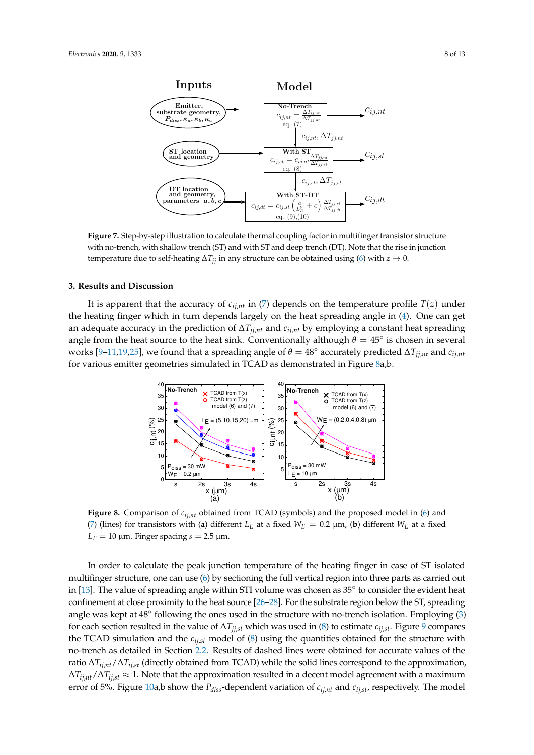**Figure 7.** Step-by-step illustration to calculate thermal coupling factor in multifinger transistor structure with no-trench, with shallow trench (ST) and with ST and deep trench (DT). Note that the rise in junction temperature due to self-heating $\Delta T_{jj}$ in any structure can be obtained using (6) with $z \to 0$.

## 3. Results and Discussion

It is apparent that the accuracy of $c_{ij,nt}$ in (7) depends on the temperature profile $T(z)$ under the heating finger which in turn depends largely on the heat spreading angle in (4). One can get an adequate accuracy in the prediction of $\Delta T_{jj,nt}$ and $c_{ij,nt}$ by employing a constant heat spreading angle from the heat source to the heat sink. Conventionally although $\theta = 45^{\circ}$ is chosen in several works [9–11,19,25], we found that a spreading angle of $\theta = 48^{\circ}$ accurately predicted $\Delta T_{jj,nt}$ and $c_{ij,nt}$ for various emitter geometries simulated in TCAD as demonstrated in Figure 8a,b.

**Figure 8.** Comparison of $c_{ij,nt}$ obtained from TCAD (symbols) and the proposed model in (6) and (7) (lines) for transistors with (**a**) different $L_E$ at a fixed $W_E = 0.2$ µm, (**b**) different $W_E$ at a fixed $L_E = 10$ µm. Finger spacing $s = 2.5$ µm.

In order to calculate the peak junction temperature of the heating finger in case of ST isolated multifinger structure, one can use (6) by sectioning the full vertical region into three parts as carried out in [13]. The value of spreading angle within STI volume was chosen as 35° to consider the evident heat confinement at close proximity to the heat source [26–28]. For the substrate region below the ST, spreading angle was kept at 48° following the ones used in the structure with no-trench isolation. Employing (3) for each section resulted in the value of $\Delta T_{jj,st}$ which was used in (8) to estimate $c_{ij,st}$. Figure 9 compares the TCAD simulation and the $c_{ij,st}$ model of (8) using the quantities obtained for the structure with no-trench as detailed in Section 2.2. Results of dashed lines were obtained for accurate values of the ratio $\Delta T_{ij,nt}/\Delta T_{ij,st}$ (directly obtained from TCAD) while the solid lines correspond to the approximation, $\Delta T_{ij,nt}/\Delta T_{ij,st} \approx 1$. Note that the approximation resulted in a decent model agreement with a maximum error of 5%. Figure 10a,b show the $P_{diss}$-dependent variation of $c_{ij,nt}$ and $c_{ij,st}$, respectively. The model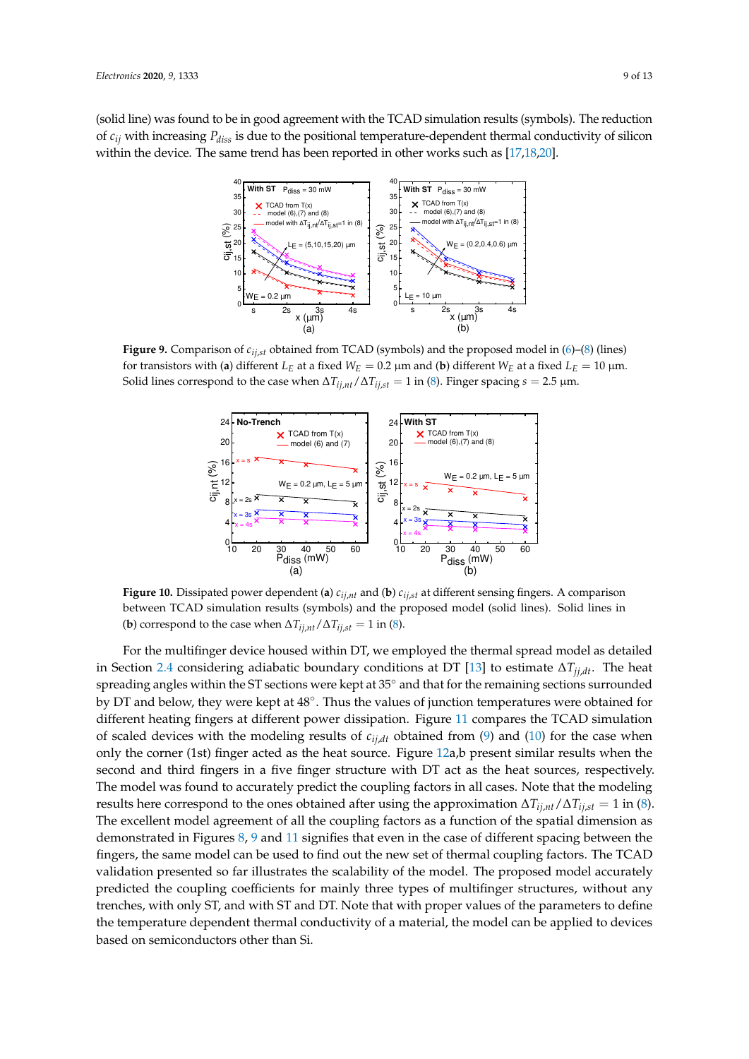(solid line) was found to be in good agreement with the TCAD simulation results (symbols). The reduction of $c_{ij}$ with increasing $P_{diss}$ is due to the positional temperature-dependent thermal conductivity of silicon within the device. The same trend has been reported in other works such as [17,18,20].

**Figure 9.** Comparison of $c_{ij,st}$ obtained from TCAD (symbols) and the proposed model in (6)–(8) (lines) for transistors with (**a**) different $L_E$ at a fixed $W_E = 0.2$ µm and (**b**) different $W_E$ at a fixed $L_E = 10$ µm. Solid lines correspond to the case when $\Delta T_{ij,nt}/\Delta T_{ij,st} = 1$ in (8). Finger spacing $s = 2.5$ µm.

**Figure 10.** Dissipated power dependent (**a**) $c_{ij,nt}$ and (**b**) $c_{ij,st}$ at different sensing fingers. A comparison between TCAD simulation results (symbols) and the proposed model (solid lines). Solid lines in (**b**) correspond to the case when $\Delta T_{ij,nt}/\Delta T_{ij,st} = 1$ in (8).

For the multifinger device housed within DT, we employed the thermal spread model as detailed in Section 2.4 considering adiabatic boundary conditions at DT [13] to estimate $\Delta T_{jj,dt}$. The heat spreading angles within the ST sections were kept at 35° and that for the remaining sections surrounded by DT and below, they were kept at 48°. Thus the values of junction temperatures were obtained for different heating fingers at different power dissipation. Figure 11 compares the TCAD simulation of scaled devices with the modeling results of $c_{ij,dt}$ obtained from (9) and (10) for the case when only the corner (1st) finger acted as the heat source. Figure 12a,b present similar results when the second and third fingers in a five finger structure with DT act as the heat sources, respectively. The model was found to accurately predict the coupling factors in all cases. Note that the modeling results here correspond to the ones obtained after using the approximation $\Delta T_{ij,nt}/\Delta T_{ij,st} = 1$ in (8). The excellent model agreement of all the coupling factors as a function of the spatial dimension as demonstrated in Figures 8, 9 and 11 signifies that even in the case of different spacing between the fingers, the same model can be used to find out the new set of thermal coupling factors. The TCAD validation presented so far illustrates the scalability of the model. The proposed model accurately predicted the coupling coefficients for mainly three types of multifinger structures, without any trenches, with only ST, and with ST and DT. Note that with proper values of the parameters to define the temperature dependent thermal conductivity of a material, the model can be applied to devices based on semiconductors other than Si.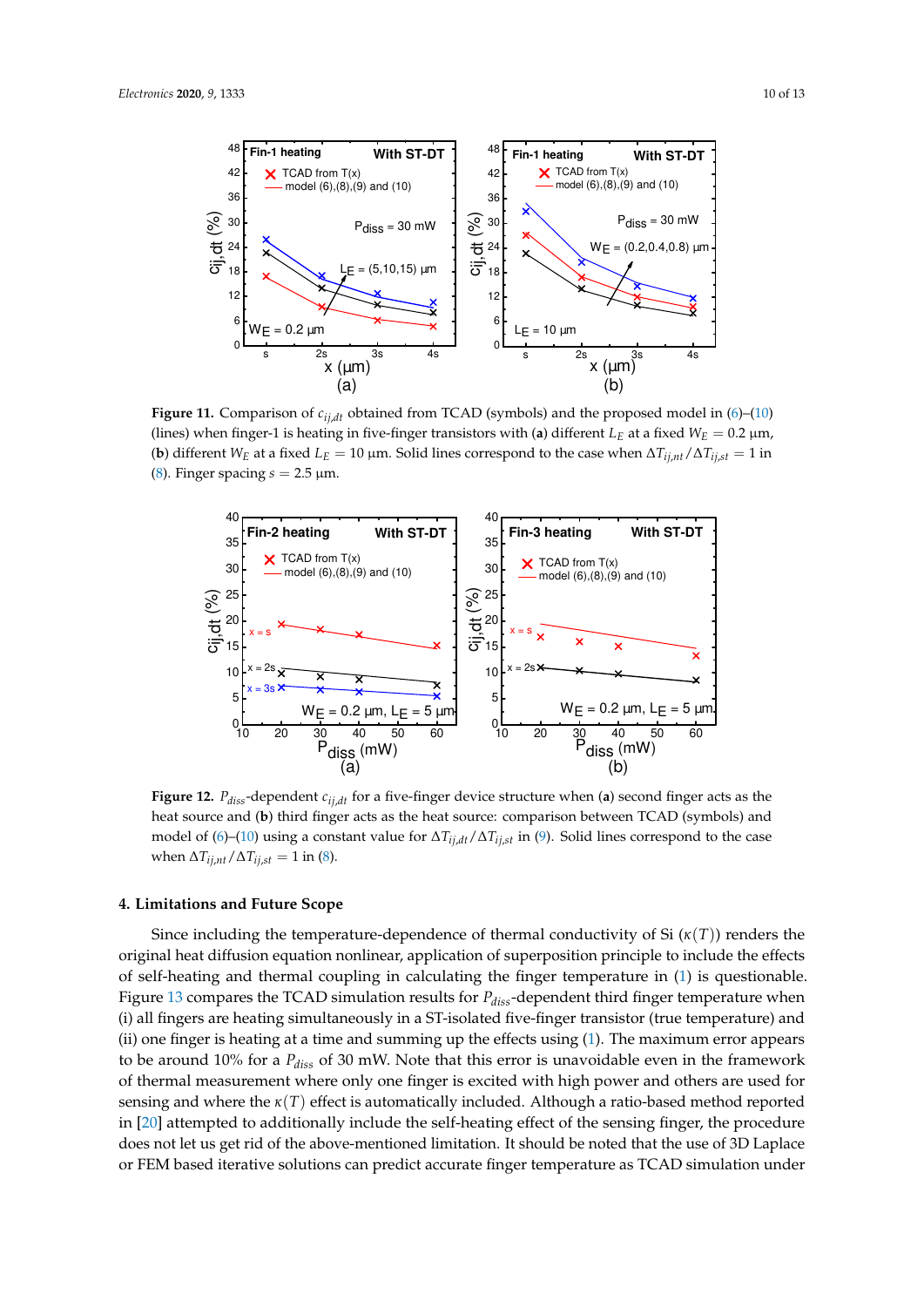**Figure 11.** Comparison of $c_{ij,dt}$ obtained from TCAD (symbols) and the proposed model in (6)–(10) (lines) when finger-1 is heating in five-finger transistors with (**a**) different $L_E$ at a fixed $W_E$ = 0.2 µm, (**b**) different $W_E$ at a fixed $L_E$ = 10 µm. Solid lines correspond to the case when $\Delta T_{ij,nt}/\Delta T_{ij,st} = 1$ in (8). Finger spacing $s$ = 2.5 µm.

**Figure 12.** $P_{diss}$-dependent $c_{ij,dt}$ for a five-finger device structure when (**a**) second finger acts as the heat source and (**b**) third finger acts as the heat source: comparison between TCAD (symbols) and model of (6)–(10) using a constant value for $\Delta T_{ij,dt}/\Delta T_{ij,st}$ in (9). Solid lines correspond to the case when $\Delta T_{ij,nt}/\Delta T_{ij,st} = 1$ in (8).

## 4. Limitations and Future Scope

Since including the temperature-dependence of thermal conductivity of Si ($\kappa(T)$) renders the original heat diffusion equation nonlinear, application of superposition principle to include the effects of self-heating and thermal coupling in calculating the finger temperature in (1) is questionable. Figure 13 compares the TCAD simulation results for $P_{diss}$-dependent third finger temperature when (i) all fingers are heating simultaneously in a ST-isolated five-finger transistor (true temperature) and (ii) one finger is heating at a time and summing up the effects using (1). The maximum error appears to be around 10% for a $P_{diss}$ of 30 mW. Note that this error is unavoidable even in the framework of thermal measurement where only one finger is excited with high power and others are used for sensing and where the $\kappa(T)$ effect is automatically included. Although a ratio-based method reported in [20] attempted to additionally include the self-heating effect of the sensing finger, the procedure does not let us get rid of the above-mentioned limitation. It should be noted that the use of 3D Laplace or FEM based iterative solutions can predict accurate finger temperature as TCAD simulation under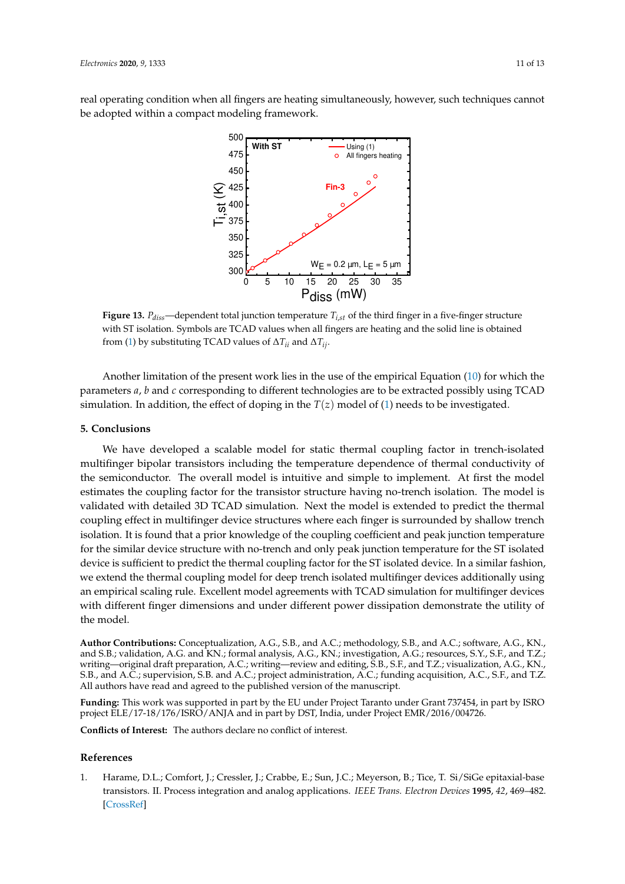real operating condition when all fingers are heating simultaneously, however, such techniques cannot be adopted within a compact modeling framework.

With ST
Using (1)
All fingers heating
Fin-3
$W_E$ = 0.2 µm, $L_E$ = 5 µm
$T_{i,st}$ (K)
500
475
450
425
400
375
350
325
300
0 5 10 15 20 25 30 35
$P_{diss}$ (mW)

**Figure 13.** $P_{diss}$—dependent total junction temperature $T_{i,st}$ of the third finger in a five-finger structure with ST isolation. Symbols are TCAD values when all fingers are heating and the solid line is obtained from (1) by substituting TCAD values of $\Delta T_{ii}$ and $\Delta T_{ij}$.

Another limitation of the present work lies in the use of the empirical Equation (10) for which the parameters $a$, $b$ and $c$ corresponding to different technologies are to be extracted possibly using TCAD simulation. In addition, the effect of doping in the $T(z)$ model of (1) needs to be investigated.

## 5. Conclusions

We have developed a scalable model for static thermal coupling factor in trench-isolated multifinger bipolar transistors including the temperature dependence of thermal conductivity of the semiconductor. The overall model is intuitive and simple to implement. At first the model estimates the coupling factor for the transistor structure having no-trench isolation. The model is validated with detailed 3D TCAD simulation. Next the model is extended to predict the thermal coupling effect in multifinger device structures where each finger is surrounded by shallow trench isolation. It is found that a prior knowledge of the coupling coefficient and peak junction temperature for the similar device structure with no-trench and only peak junction temperature for the ST isolated device is sufficient to predict the thermal coupling factor for the ST isolated device. In a similar fashion, we extend the thermal coupling model for deep trench isolated multifinger devices additionally using an empirical scaling rule. Excellent model agreements with TCAD simulation for multifinger devices with different finger dimensions and under different power dissipation demonstrate the utility of the model.

**Author Contributions:** Conceptualization, A.G., S.B., and A.C.; methodology, S.B., and A.C.; software, A.G., KN., and S.B.; validation, A.G. and KN.; formal analysis, A.G., KN.; investigation, A.G.; resources, S.Y., S.F., and T.Z.; writing—original draft preparation, A.C.; writing—review and editing, S.B., S.F., and T.Z.; visualization, A.G., KN., S.B., and A.C.; supervision, S.B. and A.C.; project administration, A.C.; funding acquisition, A.C., S.F., and T.Z. All authors have read and agreed to the published version of the manuscript.

**Funding:** This work was supported in part by the EU under Project Taranto under Grant 737454, in part by ISRO project ELE/17-18/176/ISRO/ANJA and in part by DST, India, under Project EMR/2016/004726.

**Conflicts of Interest:** The authors declare no conflict of interest.

## References

1. Harame, D.L.; Comfort, J.; Cressler, J.; Crabbe, E.; Sun, J.C.; Meyerson, B.; Tice, T. Si/SiGe epitaxial-base transistors. II. Process integration and analog applications. *IEEE Trans. Electron Devices* **1995**, *42*, 469–482. [CrossRef]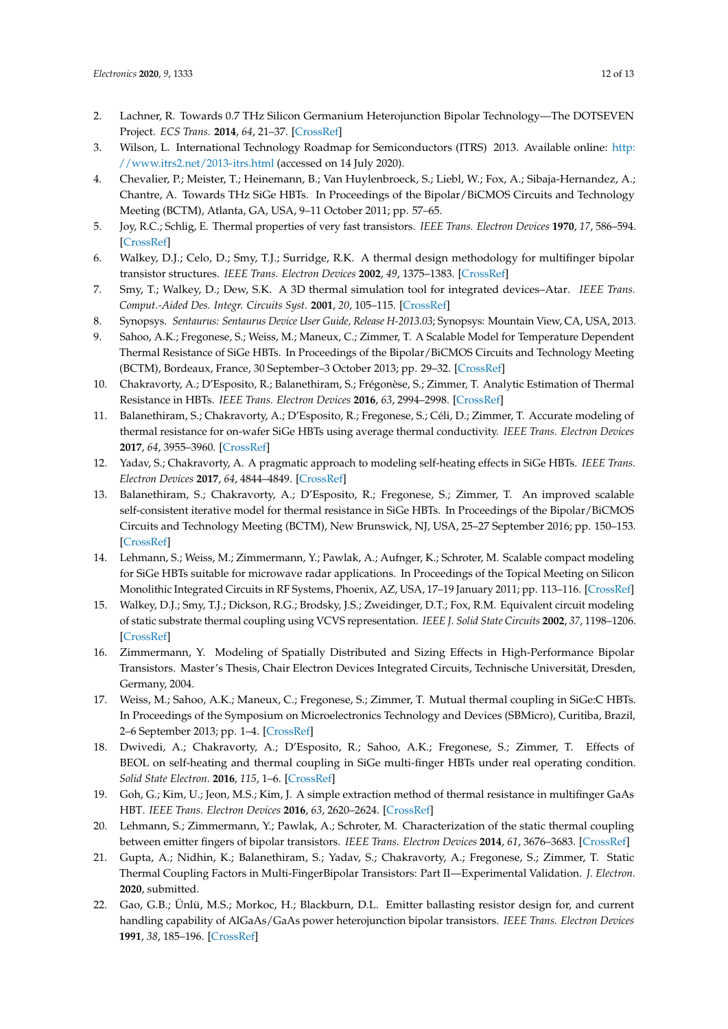2. Lachner, R. Towards 0.7 THz Silicon Germanium Heterojunction Bipolar Technology—The DOTSEVEN Project. *ECS Trans.* **2014**, *64*, 21–37. [CrossRef]
3. Wilson, L. International Technology Roadmap for Semiconductors (ITRS) 2013. Available online: http://www.itrs2.net/2013-itrs.html (accessed on 14 July 2020).
4. Chevalier, P.; Meister, T.; Heinemann, B.; Van Huylenbroeck, S.; Liebl, W.; Fox, A.; Sibaja-Hernandez, A.; Chantre, A. Towards THz SiGe HBTs. In Proceedings of the Bipolar/BiCMOS Circuits and Technology Meeting (BCTM), Atlanta, GA, USA, 9–11 October 2011; pp. 57–65.
5. Joy, R.C.; Schlig, E. Thermal properties of very fast transistors. *IEEE Trans. Electron Devices* **1970**, *17*, 586–594. [CrossRef]
6. Walkey, D.J.; Celo, D.; Smy, T.J.; Surridge, R.K. A thermal design methodology for multifinger bipolar transistor structures. *IEEE Trans. Electron Devices* **2002**, *49*, 1375–1383. [CrossRef]
7. Smy, T.; Walkey, D.; Dew, S.K. A 3D thermal simulation tool for integrated devices–Atar. *IEEE Trans. Comput.-Aided Des. Integr. Circuits Syst.* **2001**, *20*, 105–115. [CrossRef]
8. Synopsys. *Sentaurus: Sentaurus Device User Guide, Release H-2013.03*; Synopsys: Mountain View, CA, USA, 2013.
9. Sahoo, A.K.; Fregonese, S.; Weiss, M.; Maneux, C.; Zimmer, T. A Scalable Model for Temperature Dependent Thermal Resistance of SiGe HBTs. In Proceedings of the Bipolar/BiCMOS Circuits and Technology Meeting (BCTM), Bordeaux, France, 30 September–3 October 2013; pp. 29–32. [CrossRef]
10. Chakravorty, A.; D'Esposito, R.; Balanethiram, S.; Frégonèse, S.; Zimmer, T. Analytic Estimation of Thermal Resistance in HBTs. *IEEE Trans. Electron Devices* **2016**, *63*, 2994–2998. [CrossRef]
11. Balanethiram, S.; Chakravorty, A.; D'Esposito, R.; Fregonese, S.; Céli, D.; Zimmer, T. Accurate modeling of thermal resistance for on-wafer SiGe HBTs using average thermal conductivity. *IEEE Trans. Electron Devices* **2017**, *64*, 3955–3960. [CrossRef]
12. Yadav, S.; Chakravorty, A. A pragmatic approach to modeling self-heating effects in SiGe HBTs. *IEEE Trans. Electron Devices* **2017**, *64*, 4844–4849. [CrossRef]
13. Balanethiram, S.; Chakravorty, A.; D'Esposito, R.; Fregonese, S.; Zimmer, T. An improved scalable self-consistent iterative model for thermal resistance in SiGe HBTs. In Proceedings of the Bipolar/BiCMOS Circuits and Technology Meeting (BCTM), New Brunswick, NJ, USA, 25–27 September 2016; pp. 150–153. [CrossRef]
14. Lehmann, S.; Weiss, M.; Zimmermann, Y.; Pawlak, A.; Aufinger, K.; Schroter, M. Scalable compact modeling for SiGe HBTs suitable for microwave radar applications. In Proceedings of the Topical Meeting on Silicon Monolithic Integrated Circuits in RF Systems, Phoenix, AZ, USA, 17–19 January 2011; pp. 113–116. [CrossRef]
15. Walkey, D.J.; Smy, T.J.; Dickson, R.G.; Brodsky, J.S.; Zweidinger, D.T.; Fox, R.M. Equivalent circuit modeling of static substrate thermal coupling using VCVS representation. *IEEE J. Solid State Circuits* **2002**, *37*, 1198–1206. [CrossRef]
16. Zimmermann, Y. Modeling of Spatially Distributed and Sizing Effects in High-Performance Bipolar Transistors. Master's Thesis, Chair Electron Devices Integrated Circuits, Technische Universität, Dresden, Germany, 2004.
17. Weiss, M.; Sahoo, A.K.; Maneux, C.; Fregonese, S.; Zimmer, T. Mutual thermal coupling in SiGe:C HBTs. In Proceedings of the Symposium on Microelectronics Technology and Devices (SBMicro), Curitiba, Brazil, 2–6 September 2013; pp. 1–4. [CrossRef]
18. Dwivedi, A.; Chakravorty, A.; D'Esposito, R.; Sahoo, A.K.; Fregonese, S.; Zimmer, T. Effects of BEOL on self-heating and thermal coupling in SiGe multi-finger HBTs under real operating condition. *Solid State Electron.* **2016**, *115*, 1–6. [CrossRef]
19. Goh, G.; Kim, U.; Jeon, M.S.; Kim, J. A simple extraction method of thermal resistance in multifinger GaAs HBT. *IEEE Trans. Electron Devices* **2016**, *63*, 2620–2624. [CrossRef]
20. Lehmann, S.; Zimmermann, Y.; Pawlak, A.; Schroter, M. Characterization of the static thermal coupling between emitter fingers of bipolar transistors. *IEEE Trans. Electron Devices* **2014**, *61*, 3676–3683. [CrossRef]
21. Gupta, A.; Nidhin, K.; Balanethiram, S.; Yadav, S.; Chakravorty, A.; Fregonese, S.; Zimmer, T. Static Thermal Coupling Factors in Multi-FingerBipolar Transistors: Part II—Experimental Validation. *J. Electron.* **2020**, submitted.
22. Gao, G.B.; Ünlü, M.S.; Morkoc, H.; Blackburn, D.L. Emitter ballasting resistor design for, and current handling capability of AlGaAs/GaAs power heterojunction bipolar transistors. *IEEE Trans. Electron Devices* **1991**, *38*, 185–196. [CrossRef]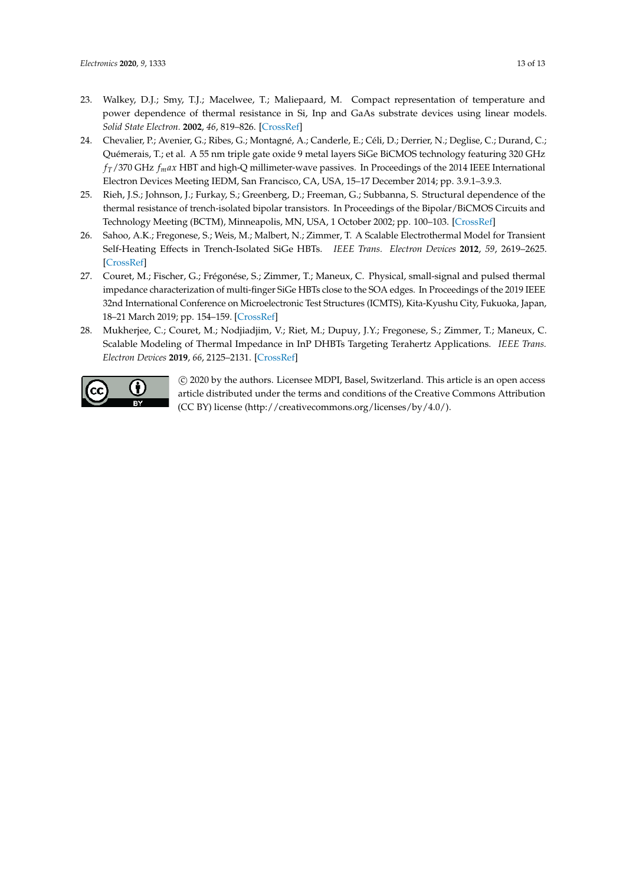23. Walkey, D.J.; Smy, T.J.; Macelwee, T.; Maliepaard, M. Compact representation of temperature and power dependence of thermal resistance in Si, Inp and GaAs substrate devices using linear models. *Solid State Electron.* **2002**, *46*, 819–826. [CrossRef]
24. Chevalier, P.; Avenier, G.; Ribes, G.; Montagné, A.; Canderle, E.; Céli, D.; Derrier, N.; Deglise, C.; Durand, C.; Quémerais, T.; et al. A 55 nm triple gate oxide 9 metal layers SiGe BiCMOS technology featuring 320 GHz $f_T$/370 GHz $f_max$ HBT and high-Q millimeter-wave passives. In Proceedings of the 2014 IEEE International Electron Devices Meeting IEDM, San Francisco, CA, USA, 15–17 December 2014; pp. 3.9.1–3.9.3.
25. Rieh, J.S.; Johnson, J.; Furkay, S.; Greenberg, D.; Freeman, G.; Subbanna, S. Structural dependence of the thermal resistance of trench-isolated bipolar transistors. In Proceedings of the Bipolar/BiCMOS Circuits and Technology Meeting (BCTM), Minneapolis, MN, USA, 1 October 2002; pp. 100–103. [CrossRef]
26. Sahoo, A.K.; Fregonese, S.; Weis, M.; Malbert, N.; Zimmer, T. A Scalable Electrothermal Model for Transient Self-Heating Effects in Trench-Isolated SiGe HBTs. *IEEE Trans. Electron Devices* **2012**, *59*, 2619–2625. [CrossRef]
27. Couret, M.; Fischer, G.; Frégonése, S.; Zimmer, T.; Maneux, C. Physical, small-signal and pulsed thermal impedance characterization of multi-finger SiGe HBTs close to the SOA edges. In Proceedings of the 2019 IEEE 32nd International Conference on Microelectronic Test Structures (ICMTS), Kita-Kyushu City, Fukuoka, Japan, 18–21 March 2019; pp. 154–159. [CrossRef]
28. Mukherjee, C.; Couret, M.; Nodjiadjim, V.; Riet, M.; Dupuy, J.Y.; Fregonese, S.; Zimmer, T.; Maneux, C. Scalable Modeling of Thermal Impedance in InP DHBTs Targeting Terahertz Applications. *IEEE Trans. Electron Devices* **2019**, *66*, 2125–2131. [CrossRef]

© 2020 by the authors. Licensee MDPI, Basel, Switzerland. This article is an open access article distributed under the terms and conditions of the Creative Commons Attribution (CC BY) license (http://creativecommons.org/licenses/by/4.0/).